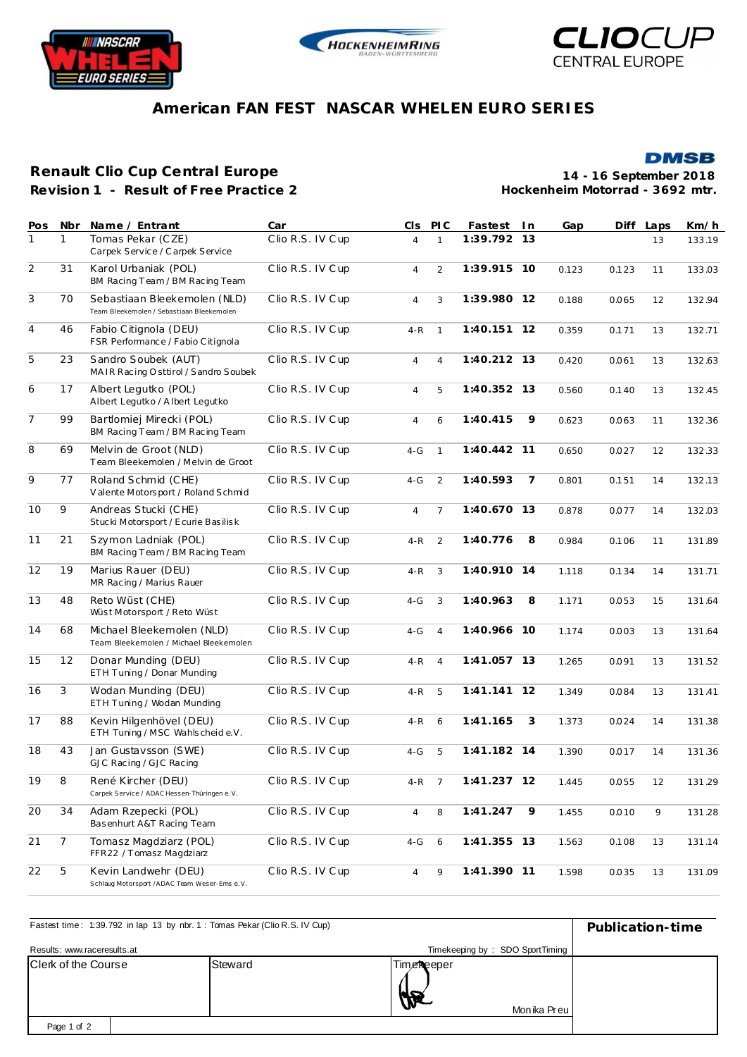# American FAN FEST NASCAR WHELEN EURO SERIES

## Renault Clio Cup Central Europe

**Revision 1 - Result of Free Practice 2**

**14 - 16 September 2018**
**Hockenheim Motorrad - 3692 mtr.**

| Pos | Nbr | Name / Entrant | Car | Cls | PIC | Fastest | In | Gap | Diff | Laps | Km/h |
|---|---|---|---|---|---|---|---|---|---|---|---|
| 1 | 1 | Tomas Pekar (CZE)<br>Carpek Service / Carpek Service | Clio R.S. IV Cup | 4 | 1 | **1:39.792** | **13** | | | 13 | 133.19 |
| 2 | 31 | Karol Urbaniak (POL)<br>BM Racing Team / BM Racing Team | Clio R.S. IV Cup | 4 | 2 | **1:39.915** | **10** | 0.123 | 0.123 | 11 | 133.03 |
| 3 | 70 | Sebastiaan Bleekemolen (NLD)<br>Team Bleekemolen / Sebastiaan Bleekemolen | Clio R.S. IV Cup | 4 | 3 | **1:39.980** | **12** | 0.188 | 0.065 | 12 | 132.94 |
| 4 | 46 | Fabio Citignola (DEU)<br>FSR Performance / Fabio Citignola | Clio R.S. IV Cup | 4-R | 1 | **1:40.151** | **12** | 0.359 | 0.171 | 13 | 132.71 |
| 5 | 23 | Sandro Soubek (AUT)<br>MAIR Racing Osttirol / Sandro Soubek | Clio R.S. IV Cup | 4 | 4 | **1:40.212** | **13** | 0.420 | 0.061 | 13 | 132.63 |
| 6 | 17 | Albert Legutko (POL)<br>Albert Legutko / Albert Legutko | Clio R.S. IV Cup | 4 | 5 | **1:40.352** | **13** | 0.560 | 0.140 | 13 | 132.45 |
| 7 | 99 | Bartlomiej Mirecki (POL)<br>BM Racing Team / BM Racing Team | Clio R.S. IV Cup | 4 | 6 | **1:40.415** | **9** | 0.623 | 0.063 | 11 | 132.36 |
| 8 | 69 | Melvin de Groot (NLD)<br>Team Bleekemolen / Melvin de Groot | Clio R.S. IV Cup | 4-G | 1 | **1:40.442** | **11** | 0.650 | 0.027 | 12 | 132.33 |
| 9 | 77 | Roland Schmid (CHE)<br>Valente Motorsport / Roland Schmid | Clio R.S. IV Cup | 4-G | 2 | **1:40.593** | **7** | 0.801 | 0.151 | 14 | 132.13 |
| 10 | 9 | Andreas Stucki (CHE)<br>Stucki Motorsport / Ecurie Basilisk | Clio R.S. IV Cup | 4 | 7 | **1:40.670** | **13** | 0.878 | 0.077 | 14 | 132.03 |
| 11 | 21 | Szymon Ladniak (POL)<br>BM Racing Team / BM Racing Team | Clio R.S. IV Cup | 4-R | 2 | **1:40.776** | **8** | 0.984 | 0.106 | 11 | 131.89 |
| 12 | 19 | Marius Rauer (DEU)<br>MR Racing / Marius Rauer | Clio R.S. IV Cup | 4-R | 3 | **1:40.910** | **14** | 1.118 | 0.134 | 14 | 131.71 |
| 13 | 48 | Reto Wüst (CHE)<br>Wüst Motorsport / Reto Wüst | Clio R.S. IV Cup | 4-G | 3 | **1:40.963** | **8** | 1.171 | 0.053 | 15 | 131.64 |
| 14 | 68 | Michael Bleekemolen (NLD)<br>Team Bleekemolen / Michael Bleekemolen | Clio R.S. IV Cup | 4-G | 4 | **1:40.966** | **10** | 1.174 | 0.003 | 13 | 131.64 |
| 15 | 12 | Donar Munding (DEU)<br>ETH Tuning / Donar Munding | Clio R.S. IV Cup | 4-R | 4 | **1:41.057** | **13** | 1.265 | 0.091 | 13 | 131.52 |
| 16 | 3 | Wodan Munding (DEU)<br>ETH Tuning / Wodan Munding | Clio R.S. IV Cup | 4-R | 5 | **1:41.141** | **12** | 1.349 | 0.084 | 13 | 131.41 |
| 17 | 88 | Kevin Hilgenhövel (DEU)<br>ETH Tuning / MSC Wahlscheid e.V. | Clio R.S. IV Cup | 4-R | 6 | **1:41.165** | **3** | 1.373 | 0.024 | 14 | 131.38 |
| 18 | 43 | Jan Gustavsson (SWE)<br>GJC Racing / GJC Racing | Clio R.S. IV Cup | 4-G | 5 | **1:41.182** | **14** | 1.390 | 0.017 | 14 | 131.36 |
| 19 | 8 | René Kircher (DEU)<br>Carpek Service / ADAC Hessen-Thüringen e.V. | Clio R.S. IV Cup | 4-R | 7 | **1:41.237** | **12** | 1.445 | 0.055 | 12 | 131.29 |
| 20 | 34 | Adam Rzepecki (POL)<br>Basenhurt A&T Racing Team | Clio R.S. IV Cup | 4 | 8 | **1:41.247** | **9** | 1.455 | 0.010 | 9 | 131.28 |
| 21 | 7 | Tomasz Magdziarz (POL)<br>FFR22 / Tomasz Magdziarz | Clio R.S. IV Cup | 4-G | 6 | **1:41.355** | **13** | 1.563 | 0.108 | 13 | 131.14 |
| 22 | 5 | Kevin Landwehr (DEU)<br>Schlaug Motorsport /ADAC Team Weser-Ems e.V. | Clio R.S. IV Cup | 4 | 9 | **1:41.390** | **11** | 1.598 | 0.035 | 13 | 131.09 |

Fastest time : 1:39.792 in lap 13 by nbr. 1 : Tomas Pekar (Clio R.S. IV Cup)

**Publication-time**

Results: www.raceresults.at

Timekeeping by : SDO SportTiming

| Clerk of the Course | Steward | Timekeeper | |
|---|---|---|---|
| | | Monika Preu | |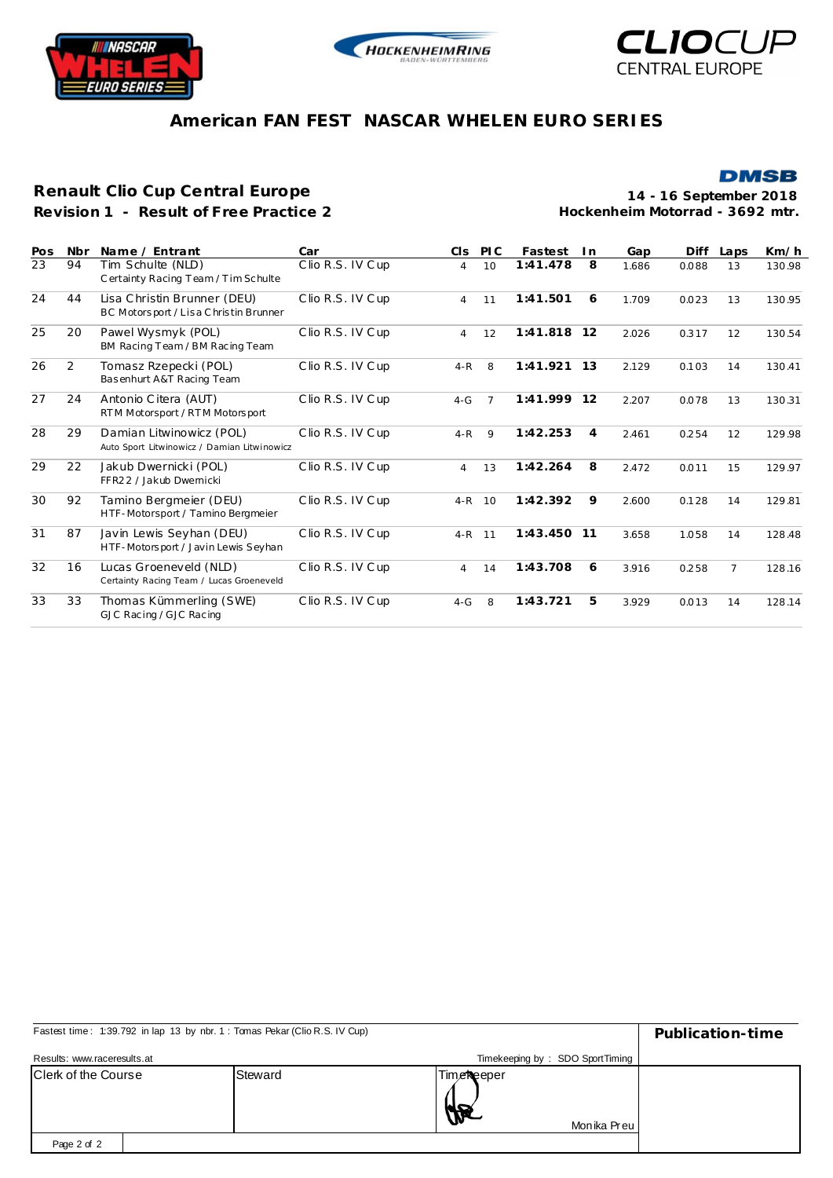# American FAN FEST NASCAR WHELEN EURO SERIES

## Renault Clio Cup Central Europe

**Revision 1 - Result of Free Practice 2**

**14 - 16 September 2018**
**Hockenheim Motorrad - 3692 mtr.**

| Pos | Nbr | Name / Entrant | Car | Cls | PIC | Fastest | In | Gap | Diff | Laps | Km/h |
|---|---|---|---|---|---|---|---|---|---|---|---|
| 23 | 94 | Tim Schulte (NLD)<br>Certainty Racing Team / Tim Schulte | Clio R.S. IV Cup | 4 | 10 | **1:41.478** | **8** | 1.686 | 0.088 | 13 | 130.98 |
| 24 | 44 | Lisa Christin Brunner (DEU)<br>BC Motorsport / Lisa Christin Brunner | Clio R.S. IV Cup | 4 | 11 | **1:41.501** | **6** | 1.709 | 0.023 | 13 | 130.95 |
| 25 | 20 | Pawel Wysmyk (POL)<br>BM Racing Team / BM Racing Team | Clio R.S. IV Cup | 4 | 12 | **1:41.818** | **12** | 2.026 | 0.317 | 12 | 130.54 |
| 26 | 2 | Tomasz Rzepecki (POL)<br>Basenhurt A&T Racing Team | Clio R.S. IV Cup | 4-R | 8 | **1:41.921** | **13** | 2.129 | 0.103 | 14 | 130.41 |
| 27 | 24 | Antonio Citera (AUT)<br>RTM Motorsport / RTM Motorsport | Clio R.S. IV Cup | 4-G | 7 | **1:41.999** | **12** | 2.207 | 0.078 | 13 | 130.31 |
| 28 | 29 | Damian Litwinowicz (POL)<br>Auto Sport Litwinowicz / Damian Litwinowicz | Clio R.S. IV Cup | 4-R | 9 | **1:42.253** | **4** | 2.461 | 0.254 | 12 | 129.98 |
| 29 | 22 | Jakub Dwernicki (POL)<br>FFR22 / Jakub Dwernicki | Clio R.S. IV Cup | 4 | 13 | **1:42.264** | **8** | 2.472 | 0.011 | 15 | 129.97 |
| 30 | 92 | Tamino Bergmeier (DEU)<br>HTF-Motorsport / Tamino Bergmeier | Clio R.S. IV Cup | 4-R | 10 | **1:42.392** | **9** | 2.600 | 0.128 | 14 | 129.81 |
| 31 | 87 | Javin Lewis Seyhan (DEU)<br>HTF-Motorsport / Javin Lewis Seyhan | Clio R.S. IV Cup | 4-R | 11 | **1:43.450** | **11** | 3.658 | 1.058 | 14 | 128.48 |
| 32 | 16 | Lucas Groeneveld (NLD)<br>Certainty Racing Team / Lucas Groeneveld | Clio R.S. IV Cup | 4 | 14 | **1:43.708** | **6** | 3.916 | 0.258 | 7 | 128.16 |
| 33 | 33 | Thomas Kümmerling (SWE)<br>GJC Racing / GJC Racing | Clio R.S. IV Cup | 4-G | 8 | **1:43.721** | **5** | 3.929 | 0.013 | 14 | 128.14 |

Fastest time : 1:39.792 in lap 13 by nbr. 1 : Tomas Pekar (Clio R.S. IV Cup)

**Publication-time**

Results: www.raceresults.at

Timekeeping by : SDO SportTiming

| Clerk of the Course | Steward | Timekeeper |
|---|---|---|
| | | Monika Preu |